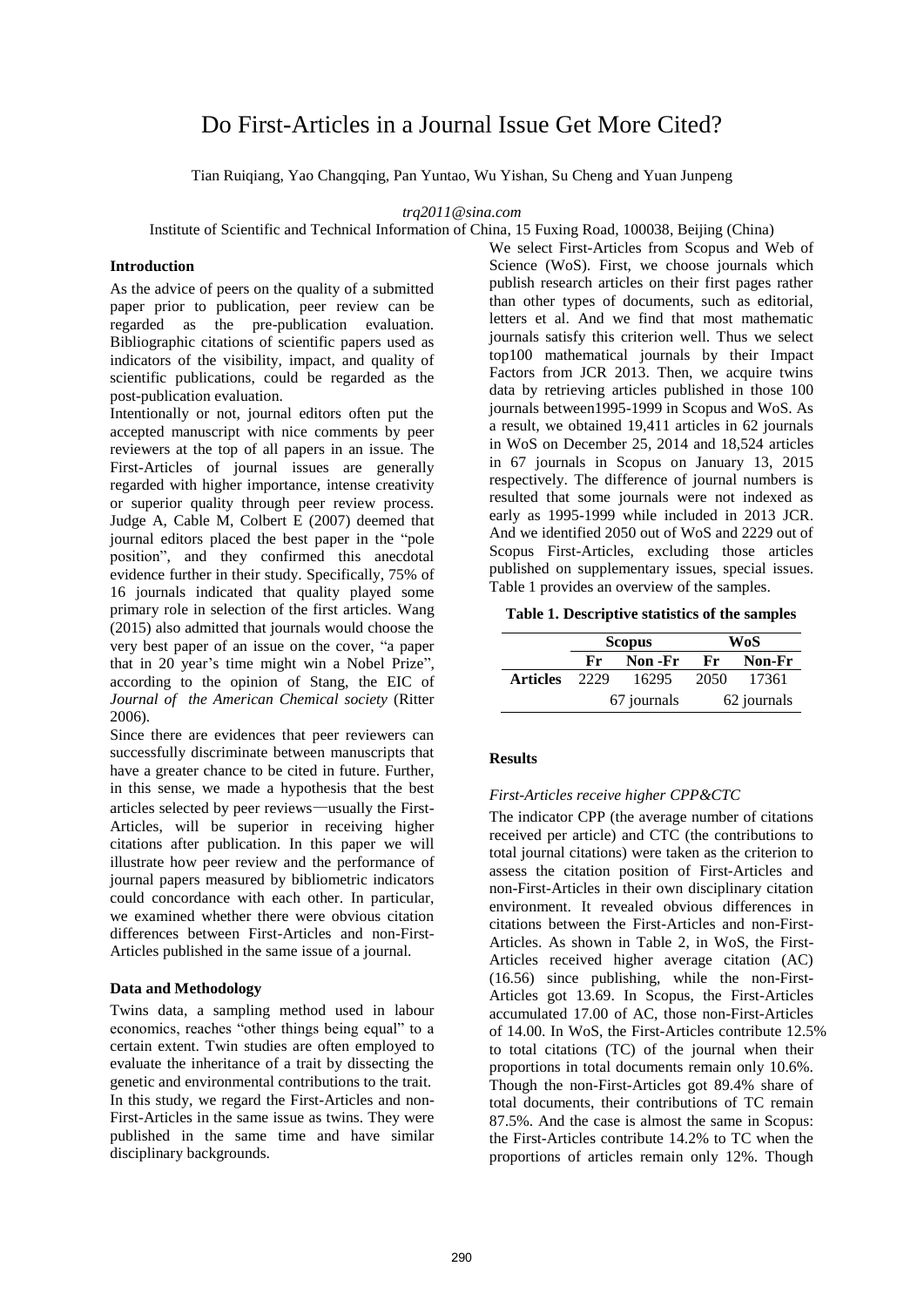# Do First-Articles in a Journal Issue Get More Cited?

Tian Ruiqiang, Yao Changqing, Pan Yuntao, Wu Yishan, Su Cheng and Yuan Junpeng

*trq2011@sina.com*

Institute of Scientific and Technical Information of China, 15 Fuxing Road, 100038, Beijing (China)

## Introduction

As the advice of peers on the quality of a submitted paper prior to publication, peer review can be regarded as the pre-publication evaluation. Bibliographic citations of scientific papers used as indicators of the visibility, impact, and quality of scientific publications, could be regarded as the post-publication evaluation.

Intentionally or not, journal editors often put the accepted manuscript with nice comments by peer reviewers at the top of all papers in an issue. The First-Articles of journal issues are generally regarded with higher importance, intense creativity or superior quality through peer review process. Judge A, Cable M, Colbert E (2007) deemed that journal editors placed the best paper in the "pole position", and they confirmed this anecdotal evidence further in their study. Specifically, 75% of 16 journals indicated that quality played some primary role in selection of the first articles. Wang (2015) also admitted that journals would choose the very best paper of an issue on the cover, "a paper that in 20 year's time might win a Nobel Prize", according to the opinion of Stang, the EIC of *Journal of the American Chemical society* (Ritter 2006).

Since there are evidences that peer reviewers can successfully discriminate between manuscripts that have a greater chance to be cited in future. Further, in this sense, we made a hypothesis that the best articles selected by peer reviews—usually the First-Articles, will be superior in receiving higher citations after publication. In this paper we will illustrate how peer review and the performance of journal papers measured by bibliometric indicators could concordance with each other. In particular, we examined whether there were obvious citation differences between First-Articles and non-First-Articles published in the same issue of a journal.

## Data and Methodology

Twins data, a sampling method used in labour economics, reaches "other things being equal" to a certain extent. Twin studies are often employed to evaluate the inheritance of a trait by dissecting the genetic and environmental contributions to the trait. In this study, we regard the First-Articles and non-First-Articles in the same issue as twins. They were published in the same time and have similar disciplinary backgrounds.

We select First-Articles from Scopus and Web of Science (WoS). First, we choose journals which publish research articles on their first pages rather than other types of documents, such as editorial, letters et al. And we find that most mathematic journals satisfy this criterion well. Thus we select top100 mathematical journals by their Impact Factors from JCR 2013. Then, we acquire twins data by retrieving articles published in those 100 journals between1995-1999 in Scopus and WoS. As a result, we obtained 19,411 articles in 62 journals in WoS on December 25, 2014 and 18,524 articles in 67 journals in Scopus on January 13, 2015 respectively. The difference of journal numbers is resulted that some journals were not indexed as early as 1995-1999 while included in 2013 JCR. And we identified 2050 out of WoS and 2229 out of Scopus First-Articles, excluding those articles published on supplementary issues, special issues. Table 1 provides an overview of the samples.

**Table 1. Descriptive statistics of the samples**

| | Scopus | | WoS | |
|---|---|---|---|---|
| | **Fr** | **Non -Fr** | **Fr** | **Non-Fr** |
| **Articles** | 2229 | 16295 | 2050 | 17361 |
| | 67 journals | | 62 journals | |

## Results

### *First-Articles receive higher CPP&CTC*

The indicator CPP (the average number of citations received per article) and CTC (the contributions to total journal citations) were taken as the criterion to assess the citation position of First-Articles and non-First-Articles in their own disciplinary citation environment. It revealed obvious differences in citations between the First-Articles and non-First-Articles. As shown in Table 2, in WoS, the First-Articles received higher average citation (AC) (16.56) since publishing, while the non-First-Articles got 13.69. In Scopus, the First-Articles accumulated 17.00 of AC, those non-First-Articles of 14.00. In WoS, the First-Articles contribute 12.5% to total citations (TC) of the journal when their proportions in total documents remain only 10.6%. Though the non-First-Articles got 89.4% share of total documents, their contributions of TC remain 87.5%. And the case is almost the same in Scopus: the First-Articles contribute 14.2% to TC when the proportions of articles remain only 12%. Though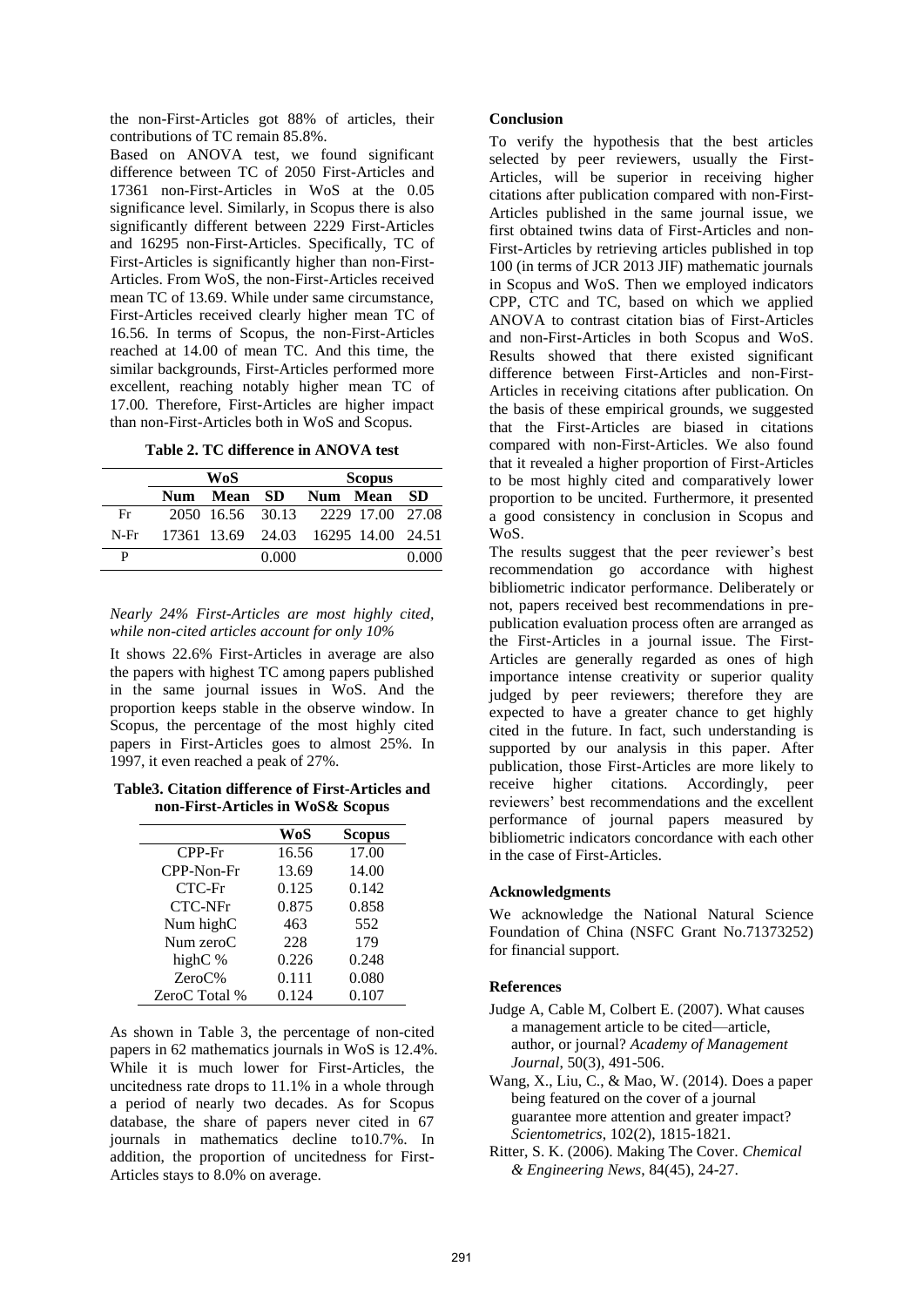the non-First-Articles got 88% of articles, their contributions of TC remain 85.8%.

Based on ANOVA test, we found significant difference between TC of 2050 First-Articles and 17361 non-First-Articles in WoS at the 0.05 significance level. Similarly, in Scopus there is also significantly different between 2229 First-Articles and 16295 non-First-Articles. Specifically, TC of First-Articles is significantly higher than non-First-Articles. From WoS, the non-First-Articles received mean TC of 13.69. While under same circumstance, First-Articles received clearly higher mean TC of 16.56. In terms of Scopus, the non-First-Articles reached at 14.00 of mean TC. And this time, the similar backgrounds, First-Articles performed more excellent, reaching notably higher mean TC of 17.00. Therefore, First-Articles are higher impact than non-First-Articles both in WoS and Scopus.

**Table 2. TC difference in ANOVA test**

| | WoS | | | Scopus | | |
|---|---|---|---|---|---|---|
| | **Num** | **Mean** | **SD** | **Num** | **Mean** | **SD** |
| Fr | 2050 | 16.56 | 30.13 | 2229 | 17.00 | 27.08 |
| N-Fr | 17361 | 13.69 | 24.03 | 16295 | 14.00 | 24.51 |
| P | | | 0.000 | | | 0.000 |

*Nearly 24% First-Articles are most highly cited, while non-cited articles account for only 10%*

It shows 22.6% First-Articles in average are also the papers with highest TC among papers published in the same journal issues in WoS. And the proportion keeps stable in the observe window. In Scopus, the percentage of the most highly cited papers in First-Articles goes to almost 25%. In 1997, it even reached a peak of 27%.

**Table3. Citation difference of First-Articles and non-First-Articles in WoS& Scopus**

| | WoS | Scopus |
|---|---|---|
| CPP-Fr | 16.56 | 17.00 |
| CPP-Non-Fr | 13.69 | 14.00 |
| CTC-Fr | 0.125 | 0.142 |
| CTC-NFr | 0.875 | 0.858 |
| Num highC | 463 | 552 |
| Num zeroC | 228 | 179 |
| highC % | 0.226 | 0.248 |
| ZeroC% | 0.111 | 0.080 |
| ZeroC Total % | 0.124 | 0.107 |

As shown in Table 3, the percentage of non-cited papers in 62 mathematics journals in WoS is 12.4%. While it is much lower for First-Articles, the uncitedness rate drops to 11.1% in a whole through a period of nearly two decades. As for Scopus database, the share of papers never cited in 67 journals in mathematics decline to10.7%. In addition, the proportion of uncitedness for First-Articles stays to 8.0% on average.

## Conclusion

To verify the hypothesis that the best articles selected by peer reviewers, usually the First-Articles, will be superior in receiving higher citations after publication compared with non-First-Articles published in the same journal issue, we first obtained twins data of First-Articles and non-First-Articles by retrieving articles published in top 100 (in terms of JCR 2013 JIF) mathematic journals in Scopus and WoS. Then we employed indicators CPP, CTC and TC, based on which we applied ANOVA to contrast citation bias of First-Articles and non-First-Articles in both Scopus and WoS. Results showed that there existed significant difference between First-Articles and non-First-Articles in receiving citations after publication. On the basis of these empirical grounds, we suggested that the First-Articles are biased in citations compared with non-First-Articles. We also found that it revealed a higher proportion of First-Articles to be most highly cited and comparatively lower proportion to be uncited. Furthermore, it presented a good consistency in conclusion in Scopus and WoS.

The results suggest that the peer reviewer's best recommendation go accordance with highest bibliometric indicator performance. Deliberately or not, papers received best recommendations in pre-publication evaluation process often are arranged as the First-Articles in a journal issue. The First-Articles are generally regarded as ones of high importance intense creativity or superior quality judged by peer reviewers; therefore they are expected to have a greater chance to get highly cited in the future. In fact, such understanding is supported by our analysis in this paper. After publication, those First-Articles are more likely to receive higher citations. Accordingly, peer reviewers' best recommendations and the excellent performance of journal papers measured by bibliometric indicators concordance with each other in the case of First-Articles.

## Acknowledgments

We acknowledge the National Natural Science Foundation of China (NSFC Grant No.71373252) for financial support.

## References

Judge A, Cable M, Colbert E. (2007). What causes a management article to be cited—article, author, or journal? *Academy of Management Journal*, 50(3), 491-506.

Wang, X., Liu, C., & Mao, W. (2014). Does a paper being featured on the cover of a journal guarantee more attention and greater impact? *Scientometrics*, 102(2), 1815-1821.

Ritter, S. K. (2006). Making The Cover. *Chemical & Engineering News*, 84(45), 24-27.